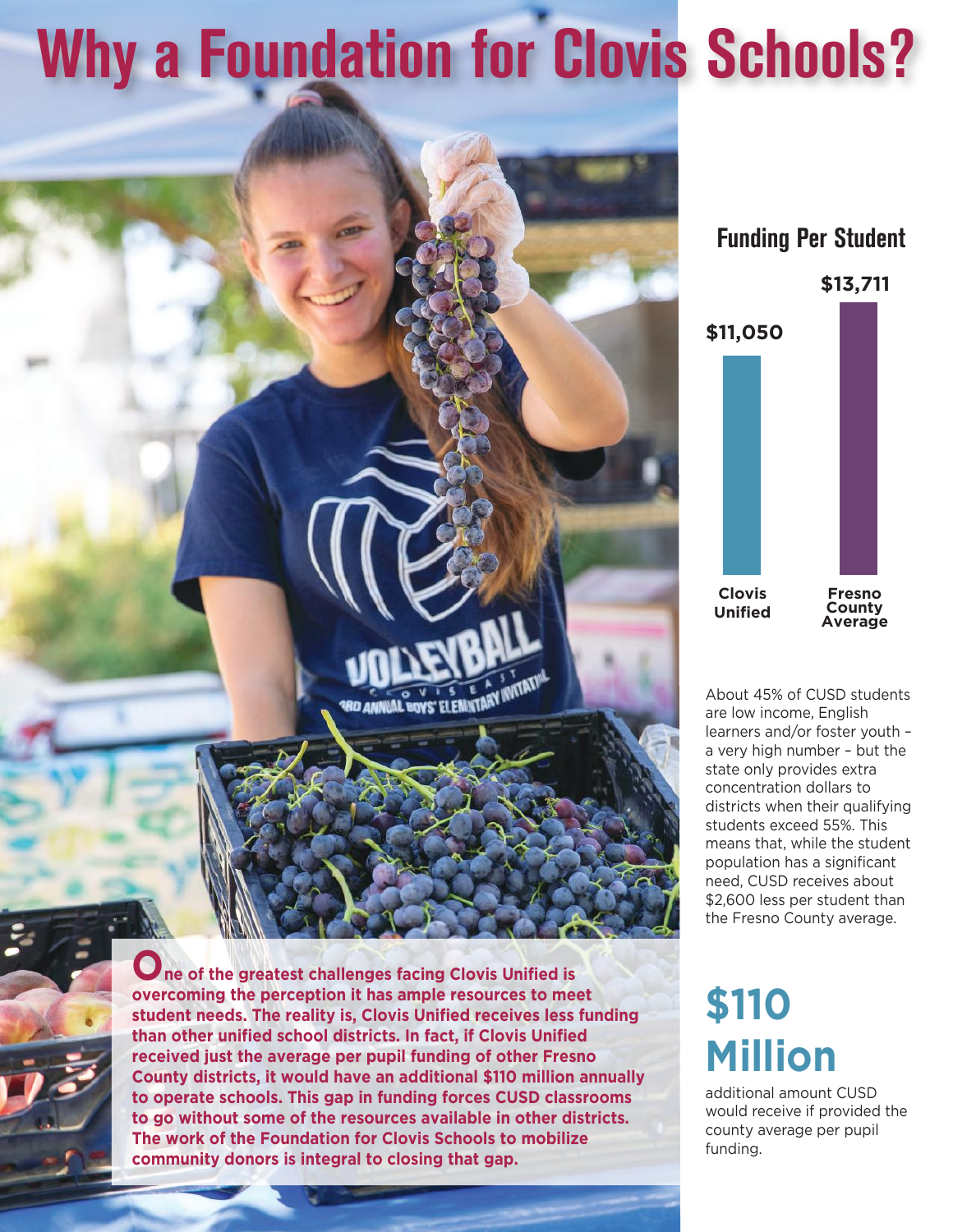# Why a Foundation for Clovis Schools?

**One of the greatest challenges facing Clovis Unified is overcoming the perception it has ample resources to meet student needs. The reality is, Clovis Unified receives less funding than other unified school districts. In fact, if Clovis Unified received just the average per pupil funding of other Fresno County districts, it would have an additional $110 million annually to operate schools. This gap in funding forces CUSD classrooms to go without some of the resources available in other districts. The work of the Foundation for Clovis Schools to mobilize community donors is integral to closing that gap.**

## Funding Per Student

| | Funding Per Student |
|---|---|
| Clovis Unified | $11,050 |
| Fresno County Average | $13,711 |

About 45% of CUSD students are low income, English learners and/or foster youth – a very high number – but the state only provides extra concentration dollars to districts when their qualifying students exceed 55%. This means that, while the student population has a significant need, CUSD receives about $2,600 less per student than the Fresno County average.

## $110 Million

additional amount CUSD would receive if provided the county average per pupil funding.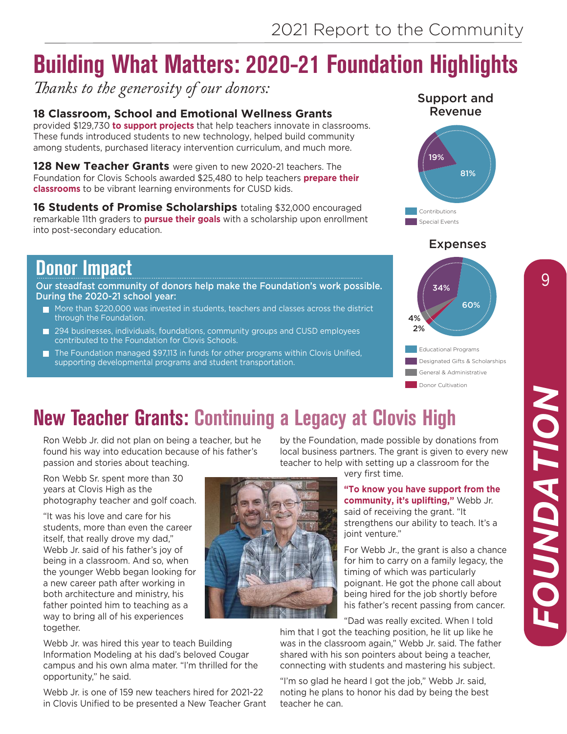# Building What Matters: 2020-21 Foundation Highlights

*Thanks to the generosity of our donors:*

**18 Classroom, School and Emotional Wellness Grants** provided $129,730 **to support projects** that help teachers innovate in classrooms. These funds introduced students to new technology, helped build community among students, purchased literacy intervention curriculum, and much more.

**128 New Teacher Grants** were given to new 2020-21 teachers. The Foundation for Clovis Schools awarded $25,480 to help teachers **prepare their classrooms** to be vibrant learning environments for CUSD kids.

**16 Students of Promise Scholarships** totaling $32,000 encouraged remarkable 11th graders to **pursue their goals** with a scholarship upon enrollment into post-secondary education.

**Support and Revenue**

| Category | Percentage |
| --- | --- |
| Contributions | 81% |
| Special Events | 19% |

**Expenses**

| Category | Percentage |
| --- | --- |
| Educational Programs | 60% |
| Designated Gifts & Scholarships | 34% |
| General & Administrative | 4% |
| Donor Cultivation | 2% |

## Donor Impact

**Our steadfast community of donors help make the Foundation's work possible. During the 2020-21 school year:**

- More than $220,000 was invested in students, teachers and classes across the district through the Foundation.
- 294 businesses, individuals, foundations, community groups and CUSD employees contributed to the Foundation for Clovis Schools.
- The Foundation managed $97,113 in funds for other programs within Clovis Unified, supporting developmental programs and student transportation.

## New Teacher Grants: Continuing a Legacy at Clovis High

Ron Webb Jr. did not plan on being a teacher, but he found his way into education because of his father's passion and stories about teaching.

Ron Webb Sr. spent more than 30 years at Clovis High as the photography teacher and golf coach.

"It was his love and care for his students, more than even the career itself, that really drove my dad," Webb Jr. said of his father's joy of being in a classroom. And so, when the younger Webb began looking for a new career path after working in both architecture and ministry, his father pointed him to teaching as a way to bring all of his experiences together.

Webb Jr. was hired this year to teach Building Information Modeling at his dad's beloved Cougar campus and his own alma mater. "I'm thrilled for the opportunity," he said.

Webb Jr. is one of 159 new teachers hired for 2021-22 in Clovis Unified to be presented a New Teacher Grant by the Foundation, made possible by donations from local business partners. The grant is given to every new teacher to help with setting up a classroom for the very first time.

**"To know you have support from the community, it's uplifting,"** Webb Jr. said of receiving the grant. "It strengthens our ability to teach. It's a joint venture."

For Webb Jr., the grant is also a chance for him to carry on a family legacy, the timing of which was particularly poignant. He got the phone call about being hired for the job shortly before his father's recent passing from cancer.

"Dad was really excited. When I told him that I got the teaching position, he lit up like he was in the classroom again," Webb Jr. said. The father shared with his son pointers about being a teacher, connecting with students and mastering his subject.

"I'm so glad he heard I got the job," Webb Jr. said, noting he plans to honor his dad by being the best teacher he can.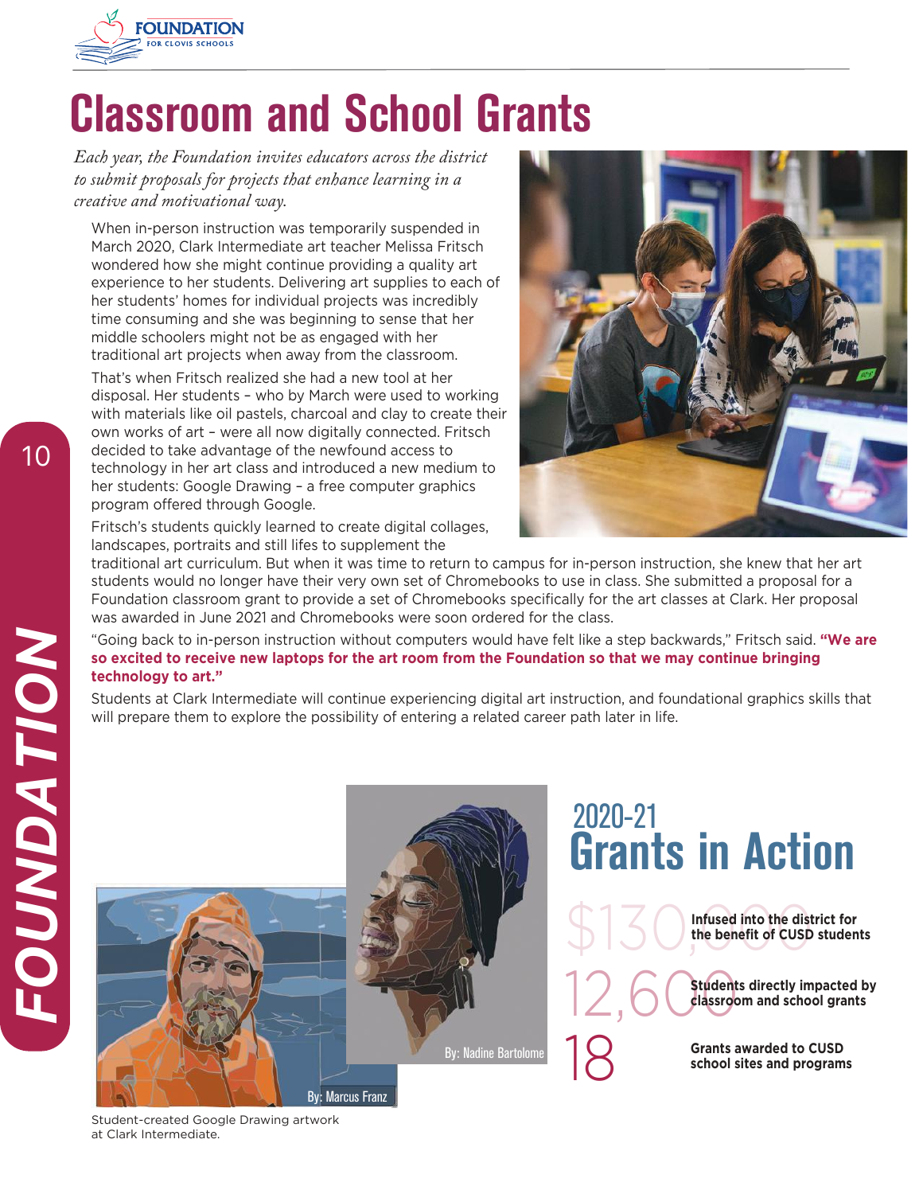# Classroom and School Grants

*Each year, the Foundation invites educators across the district to submit proposals for projects that enhance learning in a creative and motivational way.*

When in-person instruction was temporarily suspended in March 2020, Clark Intermediate art teacher Melissa Fritsch wondered how she might continue providing a quality art experience to her students. Delivering art supplies to each of her students' homes for individual projects was incredibly time consuming and she was beginning to sense that her middle schoolers might not be as engaged with her traditional art projects when away from the classroom.

That's when Fritsch realized she had a new tool at her disposal. Her students – who by March were used to working with materials like oil pastels, charcoal and clay to create their own works of art – were all now digitally connected. Fritsch decided to take advantage of the newfound access to technology in her art class and introduced a new medium to her students: Google Drawing – a free computer graphics program offered through Google.

Fritsch's students quickly learned to create digital collages, landscapes, portraits and still lifes to supplement the traditional art curriculum. But when it was time to return to campus for in-person instruction, she knew that her art students would no longer have their very own set of Chromebooks to use in class. She submitted a proposal for a Foundation classroom grant to provide a set of Chromebooks specifically for the art classes at Clark. Her proposal was awarded in June 2021 and Chromebooks were soon ordered for the class.

"Going back to in-person instruction without computers would have felt like a step backwards," Fritsch said. **"We are so excited to receive new laptops for the art room from the Foundation so that we may continue bringing technology to art."**

Students at Clark Intermediate will continue experiencing digital art instruction, and foundational graphics skills that will prepare them to explore the possibility of entering a related career path later in life.

By: Marcus Franz

By: Nadine Bartolome

Student-created Google Drawing artwork at Clark Intermediate.

## 2020-21 Grants in Action

**$130,000** — Infused into the district for the benefit of CUSD students

**12,600** — Students directly impacted by classroom and school grants

**18** — Grants awarded to CUSD school sites and programs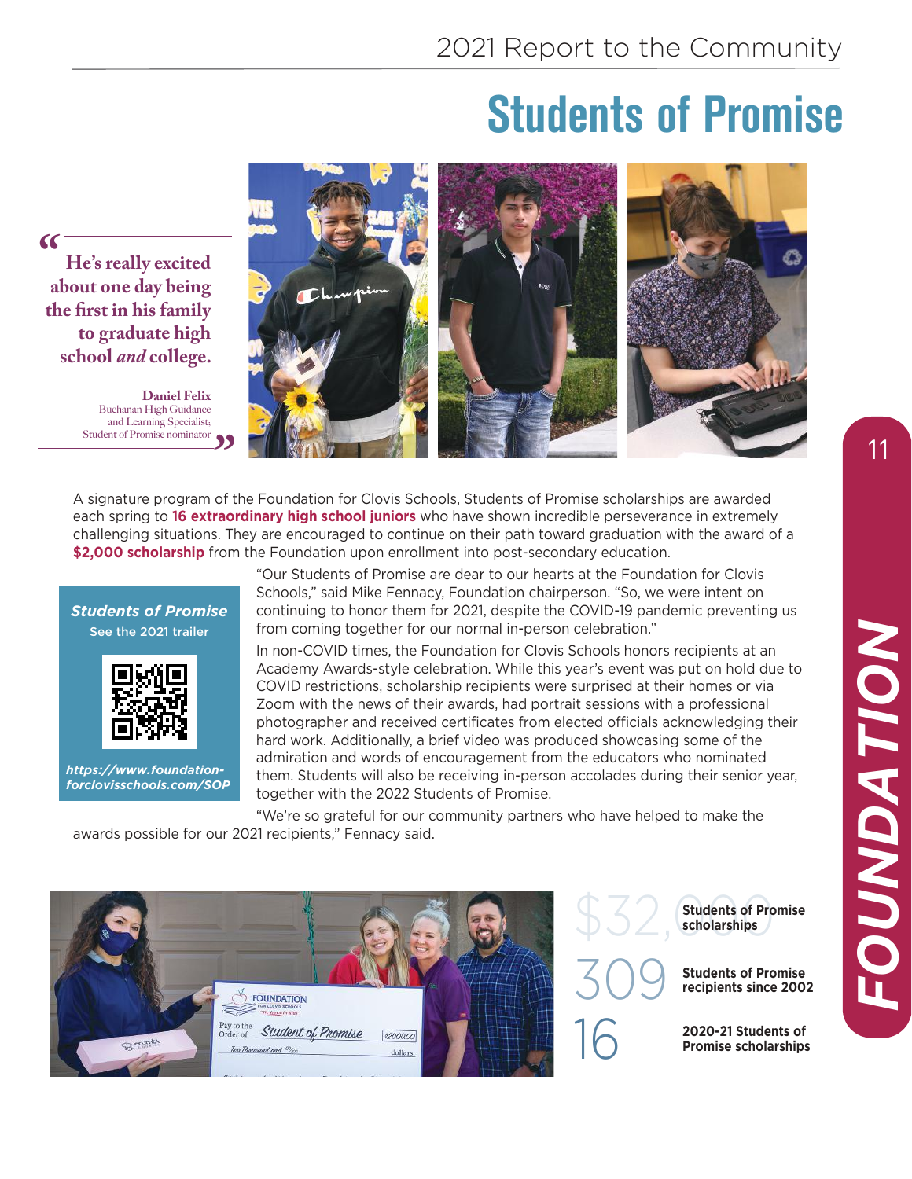# Students of Promise

> **He's really excited about one day being the first in his family to graduate high school *and* college.**
>
> **Daniel Felix**
> Buchanan High Guidance and Learning Specialist; Student of Promise nominator

A signature program of the Foundation for Clovis Schools, Students of Promise scholarships are awarded each spring to **16 extraordinary high school juniors** who have shown incredible perseverance in extremely challenging situations. They are encouraged to continue on their path toward graduation with the award of a **$2,000 scholarship** from the Foundation upon enrollment into post-secondary education.

"Our Students of Promise are dear to our hearts at the Foundation for Clovis Schools," said Mike Fennacy, Foundation chairperson. "So, we were intent on continuing to honor them for 2021, despite the COVID-19 pandemic preventing us from coming together for our normal in-person celebration."

In non-COVID times, the Foundation for Clovis Schools honors recipients at an Academy Awards-style celebration. While this year's event was put on hold due to COVID restrictions, scholarship recipients were surprised at their homes or via Zoom with the news of their awards, had portrait sessions with a professional photographer and received certificates from elected officials acknowledging their hard work. Additionally, a brief video was produced showcasing some of the admiration and words of encouragement from the educators who nominated them. Students will also be receiving in-person accolades during their senior year, together with the 2022 Students of Promise.

"We're so grateful for our community partners who have helped to make the awards possible for our 2021 recipients," Fennacy said.

***Students of Promise***
See the 2021 trailer

***https://www.foundation-forclovisschools.com/SOP***

**$32,000** — **Students of Promise scholarships**

**309** — **Students of Promise recipients since 2002**

**16** — **2020-21 Students of Promise scholarships**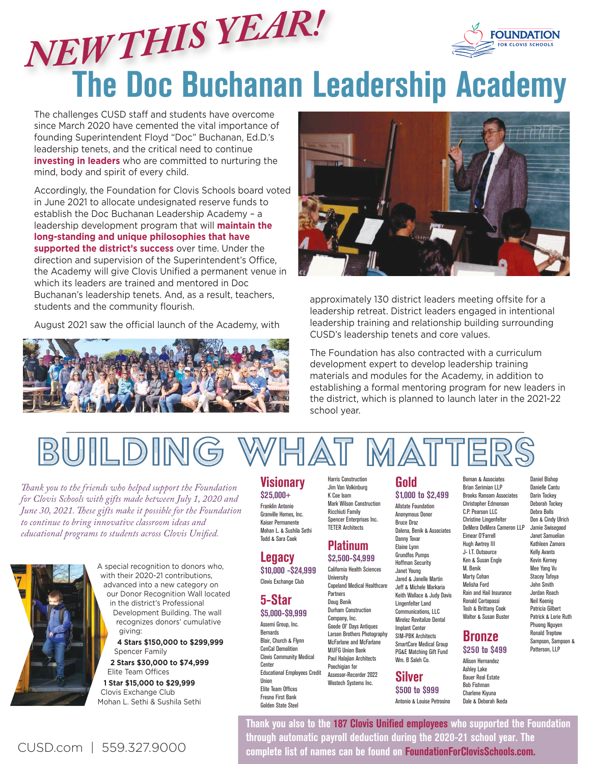# *NEW THIS YEAR!*

# The Doc Buchanan Leadership Academy

The challenges CUSD staff and students have overcome since March 2020 have cemented the vital importance of founding Superintendent Floyd "Doc" Buchanan, Ed.D.'s leadership tenets, and the critical need to continue **investing in leaders** who are committed to nurturing the mind, body and spirit of every child.

Accordingly, the Foundation for Clovis Schools board voted in June 2021 to allocate undesignated reserve funds to establish the Doc Buchanan Leadership Academy – a leadership development program that will **maintain the long-standing and unique philosophies that have supported the district's success** over time. Under the direction and supervision of the Superintendent's Office, the Academy will give Clovis Unified a permanent venue in which its leaders are trained and mentored in Doc Buchanan's leadership tenets. And, as a result, teachers, students and the community flourish.

August 2021 saw the official launch of the Academy, with approximately 130 district leaders meeting offsite for a leadership retreat. District leaders engaged in intentional leadership training and relationship building surrounding CUSD's leadership tenets and core values.

The Foundation has also contracted with a curriculum development expert to develop leadership training materials and modules for the Academy, in addition to establishing a formal mentoring program for new leaders in the district, which is planned to launch later in the 2021-22 school year.

# BUILDING WHAT MATTERS

*Thank you to the friends who helped support the Foundation for Clovis Schools with gifts made between July 1, 2020 and June 30, 2021. These gifts make it possible for the Foundation to continue to bring innovative classroom ideas and educational programs to students across Clovis Unified.*

A special recognition to donors who, with their 2020-21 contributions, advanced into a new category on our Donor Recognition Wall located in the district's Professional Development Building. The wall recognizes donors' cumulative giving:

**4 Stars $150,000 to $299,999**
Spencer Family

**2 Stars $30,000 to $74,999**
Elite Team Offices

**1 Star $15,000 to $29,999**
Clovis Exchange Club
Mohan L. Sethi & Sushila Sethi

## Visionary
**$25,000+**

Franklin Antonio
Granville Homes, Inc.
Kaiser Permanente
Mohan L. & Sushila Sethi
Todd & Sara Cook

## Legacy
**$10,000 -$24,999**

Clovis Exchange Club

## 5-Star
**$5,000-$9,999**

Assemi Group, Inc.
Bernards
Blair, Church & Flynn
CenCal Demolition
Clovis Community Medical Center
Educational Employees Credit Union
Elite Team Offices
Fresno First Bank
Golden State Steel
Harris Construction
Jim Van Volkinburg
K Coe Isom
Mark Wilson Construction
Ricchiuti Family
Spencer Enterprises Inc.
TETER Architects

## Platinum
**$2,500-$4,999**

California Health Sciences University
Copeland Medical Healthcare Partners
Doug Benik
Durham Construction Company, Inc.
Goode Ol' Days Antiques
Larson Brothers Photography
McFarlane and McFarlane
MUFG Union Bank
Paul Halajian Architects
Poochigian for Assessor-Recorder 2022
Westech Systems Inc.

## Gold
**$1,000 to $2,499**

Allstate Foundation
Anonymous Donor
Bruce Droz
Dalena, Benik & Associates
Danny Tovar
Elaine Lynn
Grundfos Pumps
Hoffman Security
Janet Young
Jared & Janelle Martin
Jeff & Michele Markaria
Keith Wallace & Judy Davis
Lingenfelter Land Communications, LLC
Mirelez Revitalize Dental Implant Center
SIM-PBK Architects
SmartCare Medical Group
PG&E Matching Gift Fund
Wm. B Saleh Co.

## Silver
**$500 to $999**

Antonio & Louise Petrosino
Boman & Associates
Brian Serimian LLP
Brooks Ransom Associates
Christopher Edmonson
C.P. Pearson LLC
Christine Lingenfelter
DeMera DeMera Cameron LLP
Eimear O'Farrell
Hugh Awtrey III
J- I.T. Outsource
Ken & Susan Engle
M. Benik
Marty Cohan
Melisha Ford
Rain and Hail Insurance
Ronald Cortopassi
Tosh & Brittany Cook
Walter & Susan Buster

## Bronze
**$250 to $499**

Allison Hernandez
Ashley Lake
Bauer Real Estate
Bob Fishman
Charlene Kiyuna
Dale & Deborah Ikeda
Daniel Bishop
Danielle Cantu
Darin Tockey
Deborah Tockey
Debra Bolls
Don & Cindy Ulrich
Jamie Swisegood
Janet Samuelian
Kathleen Zamora
Kelly Avants
Kevin Kerney
Mee Yang Vu
Stacey Tafoya
John Smith
Jordan Roach
Neil Koenig
Patricia Gilbert
Patrick & Lorie Ruth
Phuong Nguyen
Ronald Treptow
Sampson, Sampson & Patterson, LLP

**Thank you also to the 187 Clovis Unified employees who supported the Foundation through automatic payroll deduction during the 2020-21 school year. The complete list of names can be found on FoundationForClovisSchools.com.**

CUSD.com | 559.327.9000